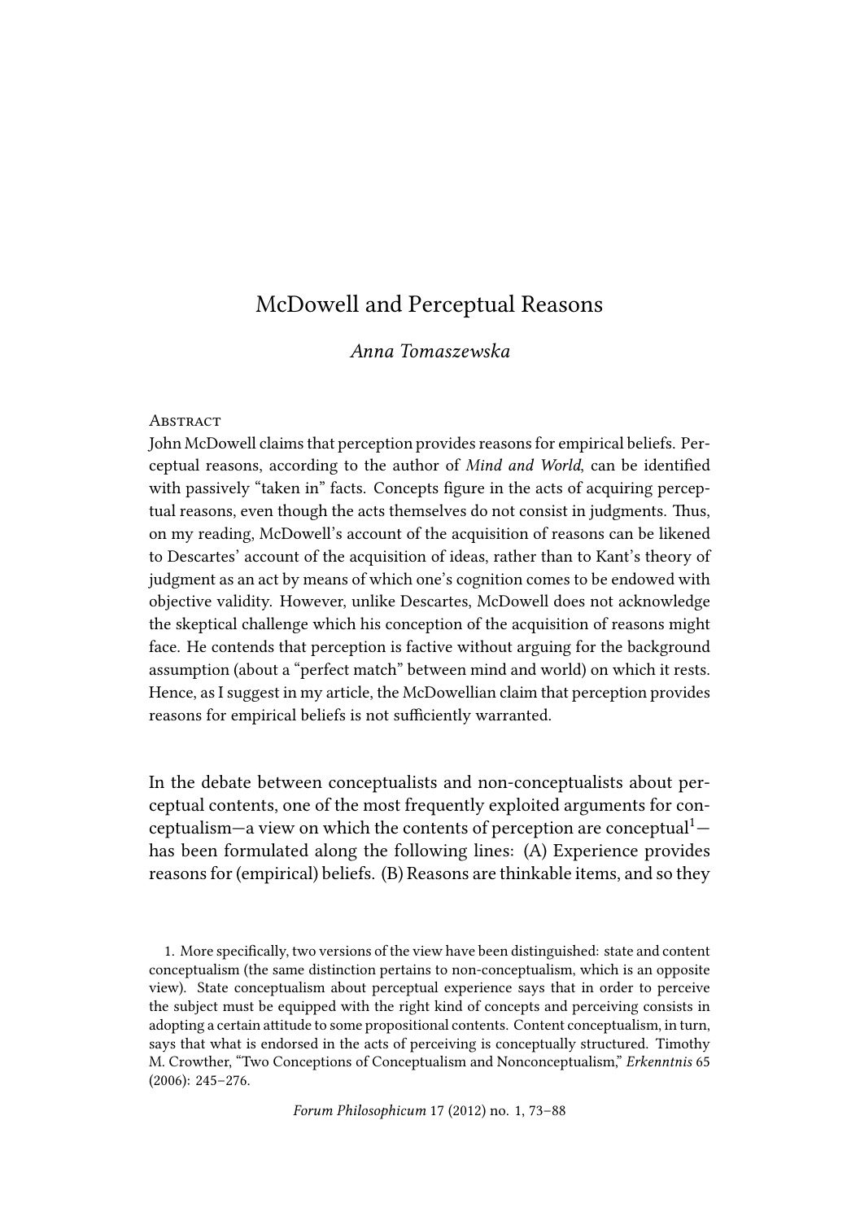# McDowell and Perceptual Reasons

*Anna Tomaszewska*

Abstract

John McDowell claims that perception provides reasons for empirical beliefs. Perceptual reasons, according to the author of *Mind and World*, can be identified with passively "taken in" facts. Concepts figure in the acts of acquiring perceptual reasons, even though the acts themselves do not consist in judgments. Thus, on my reading, McDowell's account of the acquisition of reasons can be likened to Descartes' account of the acquisition of ideas, rather than to Kant's theory of judgment as an act by means of which one's cognition comes to be endowed with objective validity. However, unlike Descartes, McDowell does not acknowledge the skeptical challenge which his conception of the acquisition of reasons might face. He contends that perception is factive without arguing for the background assumption (about a "perfect match" between mind and world) on which it rests. Hence, as I suggest in my article, the McDowellian claim that perception provides reasons for empirical beliefs is not sufficiently warranted.

In the debate between conceptualists and non-conceptualists about perceptual contents, one of the most frequently exploited arguments for conceptualism—a view on which the contents of perception are conceptual[1]—has been formulated along the following lines: (A) Experience provides reasons for (empirical) beliefs. (B) Reasons are thinkable items, and so they

1. More specifically, two versions of the view have been distinguished: state and content conceptualism (the same distinction pertains to non-conceptualism, which is an opposite view). State conceptualism about perceptual experience says that in order to perceive the subject must be equipped with the right kind of concepts and perceiving consists in adopting a certain attitude to some propositional contents. Content conceptualism, in turn, says that what is endorsed in the acts of perceiving is conceptually structured. Timothy M. Crowther, "Two Conceptions of Conceptualism and Nonconceptualism," *Erkenntnis* 65 (2006): 245–276.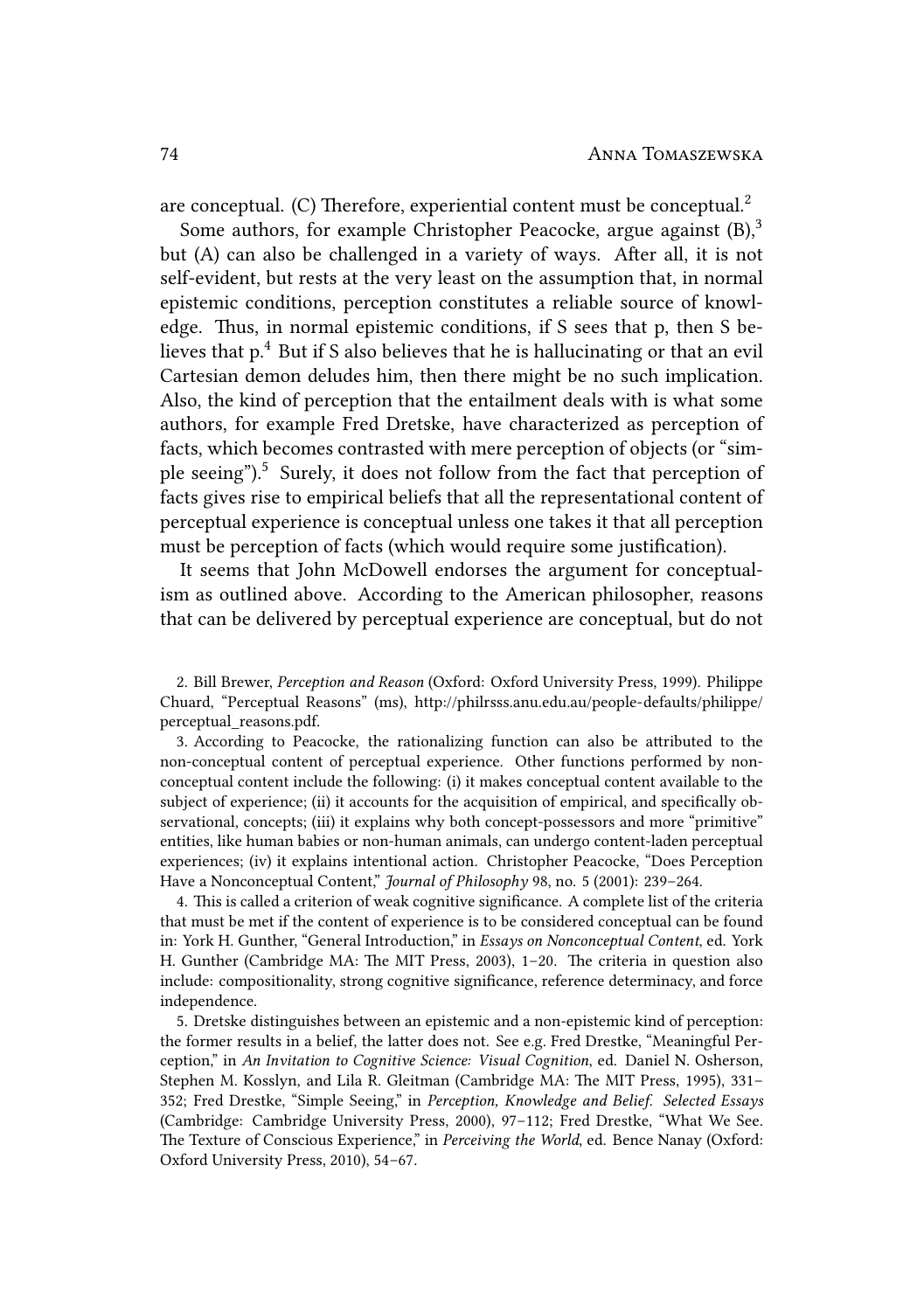are conceptual. (C) Therefore, experiential content must be conceptual.[2]

Some authors, for example Christopher Peacocke, argue against (B),[3] but (A) can also be challenged in a variety of ways. After all, it is not self-evident, but rests at the very least on the assumption that, in normal epistemic conditions, perception constitutes a reliable source of knowledge. Thus, in normal epistemic conditions, if S sees that p, then S believes that p.[4] But if S also believes that he is hallucinating or that an evil Cartesian demon deludes him, then there might be no such implication. Also, the kind of perception that the entailment deals with is what some authors, for example Fred Dretske, have characterized as perception of facts, which becomes contrasted with mere perception of objects (or "simple seeing").[5] Surely, it does not follow from the fact that perception of facts gives rise to empirical beliefs that all the representational content of perceptual experience is conceptual unless one takes it that all perception must be perception of facts (which would require some justification).

It seems that John McDowell endorses the argument for conceptualism as outlined above. According to the American philosopher, reasons that can be delivered by perceptual experience are conceptual, but do not

2. Bill Brewer, *Perception and Reason* (Oxford: Oxford University Press, 1999). Philippe Chuard, "Perceptual Reasons" (ms), http://philrsss.anu.edu.au/people-defaults/philippe/perceptual_reasons.pdf.

3. According to Peacocke, the rationalizing function can also be attributed to the non-conceptual content of perceptual experience. Other functions performed by non-conceptual content include the following: (i) it makes conceptual content available to the subject of experience; (ii) it accounts for the acquisition of empirical, and specifically observational, concepts; (iii) it explains why both concept-possessors and more "primitive" entities, like human babies or non-human animals, can undergo content-laden perceptual experiences; (iv) it explains intentional action. Christopher Peacocke, "Does Perception Have a Nonconceptual Content," *Journal of Philosophy* 98, no. 5 (2001): 239–264.

4. This is called a criterion of weak cognitive significance. A complete list of the criteria that must be met if the content of experience is to be considered conceptual can be found in: York H. Gunther, "General Introduction," in *Essays on Nonconceptual Content*, ed. York H. Gunther (Cambridge MA: The MIT Press, 2003), 1–20. The criteria in question also include: compositionality, strong cognitive significance, reference determinacy, and force independence.

5. Dretske distinguishes between an epistemic and a non-epistemic kind of perception: the former results in a belief, the latter does not. See e.g. Fred Drestke, "Meaningful Perception," in *An Invitation to Cognitive Science: Visual Cognition*, ed. Daniel N. Osherson, Stephen M. Kosslyn, and Lila R. Gleitman (Cambridge MA: The MIT Press, 1995), 331–352; Fred Drestke, "Simple Seeing," in *Perception, Knowledge and Belief. Selected Essays* (Cambridge: Cambridge University Press, 2000), 97–112; Fred Drestke, "What We See. The Texture of Conscious Experience," in *Perceiving the World*, ed. Bence Nanay (Oxford: Oxford University Press, 2010), 54–67.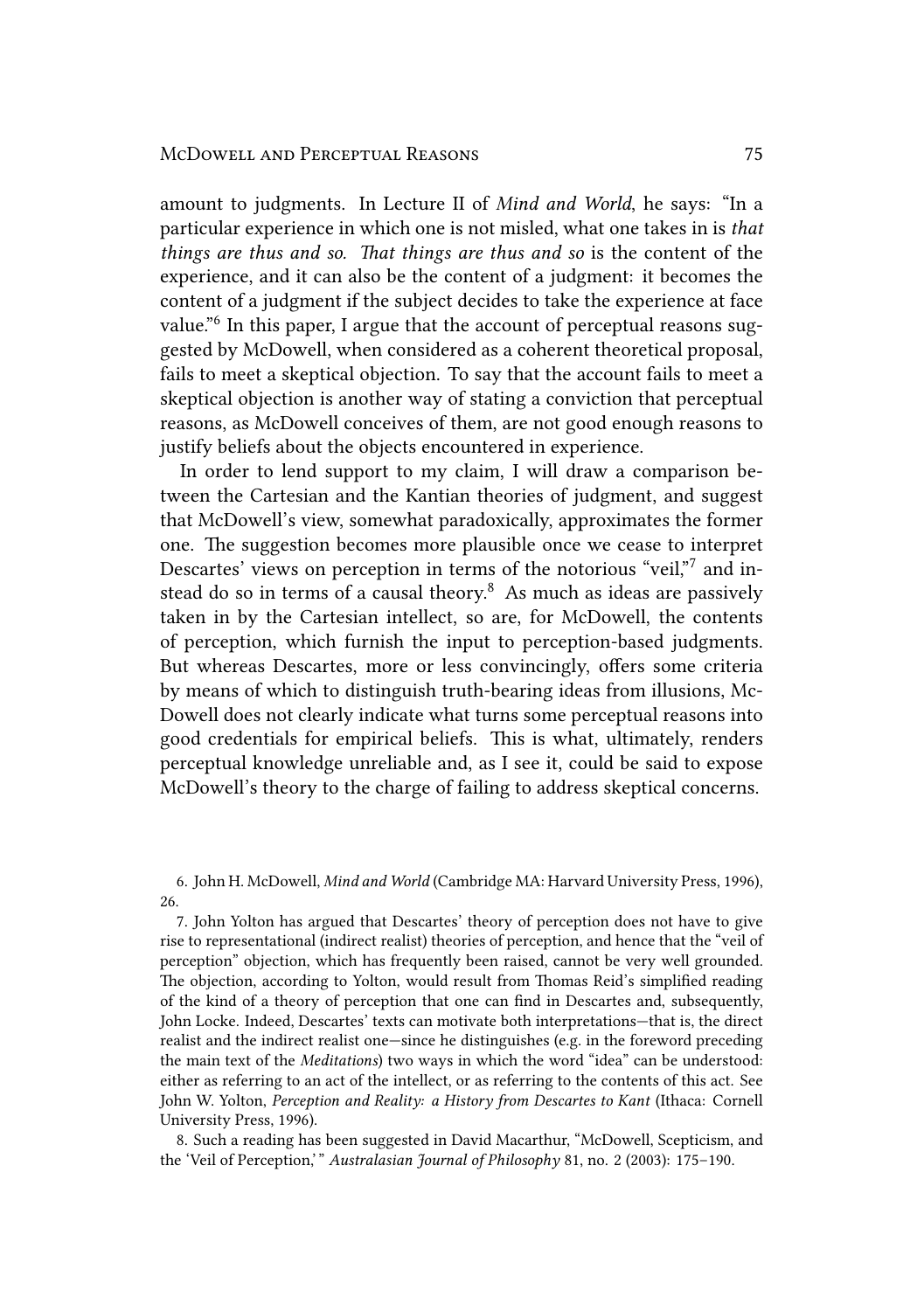amount to judgments. In Lecture II of *Mind and World*, he says: "In a particular experience in which one is not misled, what one takes in is *that things are thus and so. That things are thus and so* is the content of the experience, and it can also be the content of a judgment: it becomes the content of a judgment if the subject decides to take the experience at face value."[6] In this paper, I argue that the account of perceptual reasons suggested by McDowell, when considered as a coherent theoretical proposal, fails to meet a skeptical objection. To say that the account fails to meet a skeptical objection is another way of stating a conviction that perceptual reasons, as McDowell conceives of them, are not good enough reasons to justify beliefs about the objects encountered in experience.

In order to lend support to my claim, I will draw a comparison between the Cartesian and the Kantian theories of judgment, and suggest that McDowell's view, somewhat paradoxically, approximates the former one. The suggestion becomes more plausible once we cease to interpret Descartes' views on perception in terms of the notorious "veil,"[7] and instead do so in terms of a causal theory.[8] As much as ideas are passively taken in by the Cartesian intellect, so are, for McDowell, the contents of perception, which furnish the input to perception-based judgments. But whereas Descartes, more or less convincingly, offers some criteria by means of which to distinguish truth-bearing ideas from illusions, McDowell does not clearly indicate what turns some perceptual reasons into good credentials for empirical beliefs. This is what, ultimately, renders perceptual knowledge unreliable and, as I see it, could be said to expose McDowell's theory to the charge of failing to address skeptical concerns.

6. John H. McDowell, *Mind and World* (Cambridge MA: Harvard University Press, 1996), 26.

7. John Yolton has argued that Descartes' theory of perception does not have to give rise to representational (indirect realist) theories of perception, and hence that the "veil of perception" objection, which has frequently been raised, cannot be very well grounded. The objection, according to Yolton, would result from Thomas Reid's simplified reading of the kind of a theory of perception that one can find in Descartes and, subsequently, John Locke. Indeed, Descartes' texts can motivate both interpretations—that is, the direct realist and the indirect realist one—since he distinguishes (e.g. in the foreword preceding the main text of the *Meditations*) two ways in which the word "idea" can be understood: either as referring to an act of the intellect, or as referring to the contents of this act. See John W. Yolton, *Perception and Reality: a History from Descartes to Kant* (Ithaca: Cornell University Press, 1996).

8. Such a reading has been suggested in David Macarthur, "McDowell, Scepticism, and the 'Veil of Perception,'" *Australasian Journal of Philosophy* 81, no. 2 (2003): 175–190.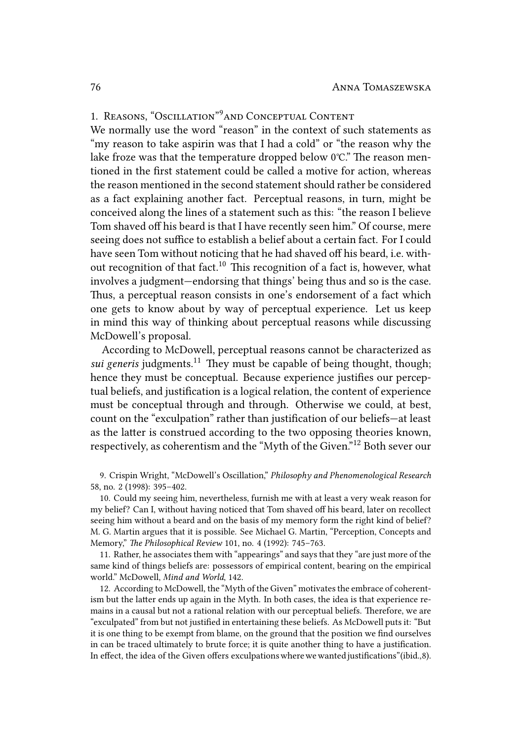## 1. Reasons, "Oscillation"[9] and Conceptual Content

We normally use the word "reason" in the context of such statements as "my reason to take aspirin was that I had a cold" or "the reason why the lake froze was that the temperature dropped below 0℃." The reason mentioned in the first statement could be called a motive for action, whereas the reason mentioned in the second statement should rather be considered as a fact explaining another fact. Perceptual reasons, in turn, might be conceived along the lines of a statement such as this: "the reason I believe Tom shaved off his beard is that I have recently seen him." Of course, mere seeing does not suffice to establish a belief about a certain fact. For I could have seen Tom without noticing that he had shaved off his beard, i.e. without recognition of that fact.[10] This recognition of a fact is, however, what involves a judgment—endorsing that things' being thus and so is the case. Thus, a perceptual reason consists in one's endorsement of a fact which one gets to know about by way of perceptual experience. Let us keep in mind this way of thinking about perceptual reasons while discussing McDowell's proposal.

According to McDowell, perceptual reasons cannot be characterized as *sui generis* judgments.[11] They must be capable of being thought, though; hence they must be conceptual. Because experience justifies our perceptual beliefs, and justification is a logical relation, the content of experience must be conceptual through and through. Otherwise we could, at best, count on the "exculpation" rather than justification of our beliefs—at least as the latter is construed according to the two opposing theories known, respectively, as coherentism and the "Myth of the Given."[12] Both sever our

9. Crispin Wright, "McDowell's Oscillation," *Philosophy and Phenomenological Research* 58, no. 2 (1998): 395–402.

10. Could my seeing him, nevertheless, furnish me with at least a very weak reason for my belief? Can I, without having noticed that Tom shaved off his beard, later on recollect seeing him without a beard and on the basis of my memory form the right kind of belief? M. G. Martin argues that it is possible. See Michael G. Martin, "Perception, Concepts and Memory," *The Philosophical Review* 101, no. 4 (1992): 745–763.

11. Rather, he associates them with "appearings" and says that they "are just more of the same kind of things beliefs are: possessors of empirical content, bearing on the empirical world." McDowell, *Mind and World*, 142.

12. According to McDowell, the "Myth of the Given" motivates the embrace of coherentism but the latter ends up again in the Myth. In both cases, the idea is that experience remains in a causal but not a rational relation with our perceptual beliefs. Therefore, we are "exculpated" from but not justified in entertaining these beliefs. As McDowell puts it: "But it is one thing to be exempt from blame, on the ground that the position we find ourselves in can be traced ultimately to brute force; it is quite another thing to have a justification. In effect, the idea of the Given offers exculpations where we wanted justifications"(ibid.,8).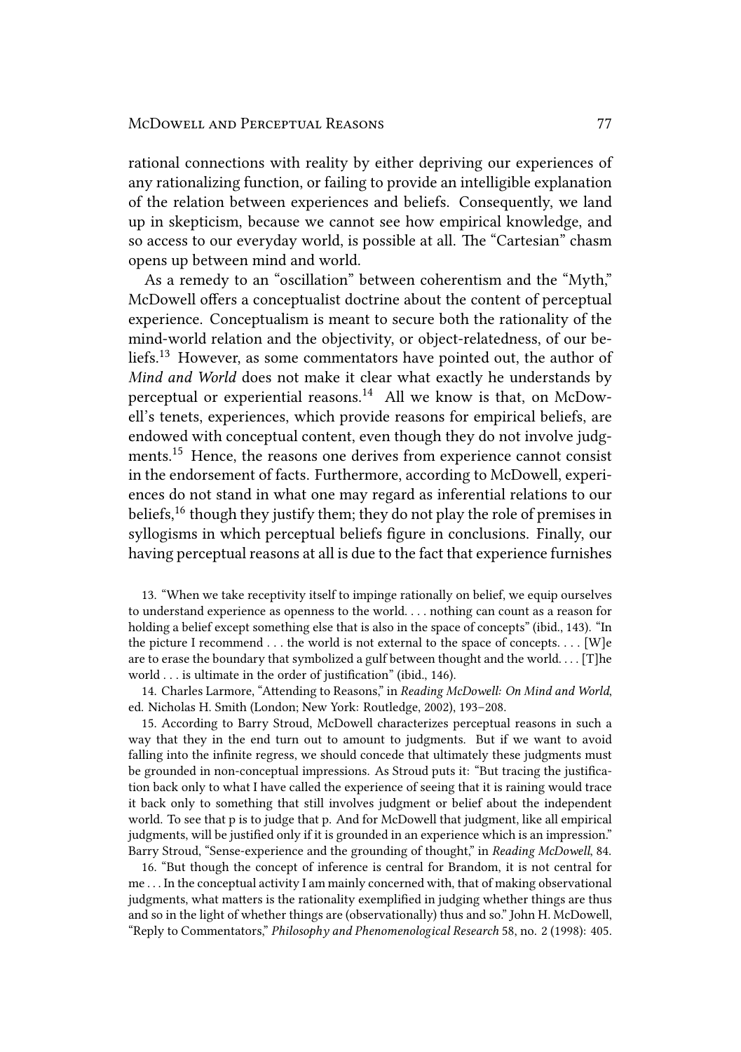rational connections with reality by either depriving our experiences of any rationalizing function, or failing to provide an intelligible explanation of the relation between experiences and beliefs. Consequently, we land up in skepticism, because we cannot see how empirical knowledge, and so access to our everyday world, is possible at all. The "Cartesian" chasm opens up between mind and world.

As a remedy to an "oscillation" between coherentism and the "Myth," McDowell offers a conceptualist doctrine about the content of perceptual experience. Conceptualism is meant to secure both the rationality of the mind-world relation and the objectivity, or object-relatedness, of our beliefs.[13] However, as some commentators have pointed out, the author of *Mind and World* does not make it clear what exactly he understands by perceptual or experiential reasons.[14] All we know is that, on McDowell's tenets, experiences, which provide reasons for empirical beliefs, are endowed with conceptual content, even though they do not involve judgments.[15] Hence, the reasons one derives from experience cannot consist in the endorsement of facts. Furthermore, according to McDowell, experiences do not stand in what one may regard as inferential relations to our beliefs,[16] though they justify them; they do not play the role of premises in syllogisms in which perceptual beliefs figure in conclusions. Finally, our having perceptual reasons at all is due to the fact that experience furnishes

13. "When we take receptivity itself to impinge rationally on belief, we equip ourselves to understand experience as openness to the world. . . . nothing can count as a reason for holding a belief except something else that is also in the space of concepts" (ibid., 143). "In the picture I recommend . . . the world is not external to the space of concepts. . . . [W]e are to erase the boundary that symbolized a gulf between thought and the world. . . . [T]he world . . . is ultimate in the order of justification" (ibid., 146).

14. Charles Larmore, "Attending to Reasons," in *Reading McDowell: On Mind and World*, ed. Nicholas H. Smith (London; New York: Routledge, 2002), 193–208.

15. According to Barry Stroud, McDowell characterizes perceptual reasons in such a way that they in the end turn out to amount to judgments. But if we want to avoid falling into the infinite regress, we should concede that ultimately these judgments must be grounded in non-conceptual impressions. As Stroud puts it: "But tracing the justification back only to what I have called the experience of seeing that it is raining would trace it back only to something that still involves judgment or belief about the independent world. To see that p is to judge that p. And for McDowell that judgment, like all empirical judgments, will be justified only if it is grounded in an experience which is an impression." Barry Stroud, "Sense-experience and the grounding of thought," in *Reading McDowell*, 84.

16. "But though the concept of inference is central for Brandom, it is not central for me . . . In the conceptual activity I am mainly concerned with, that of making observational judgments, what matters is the rationality exemplified in judging whether things are thus and so in the light of whether things are (observationally) thus and so." John H. McDowell, "Reply to Commentators," *Philosophy and Phenomenological Research* 58, no. 2 (1998): 405.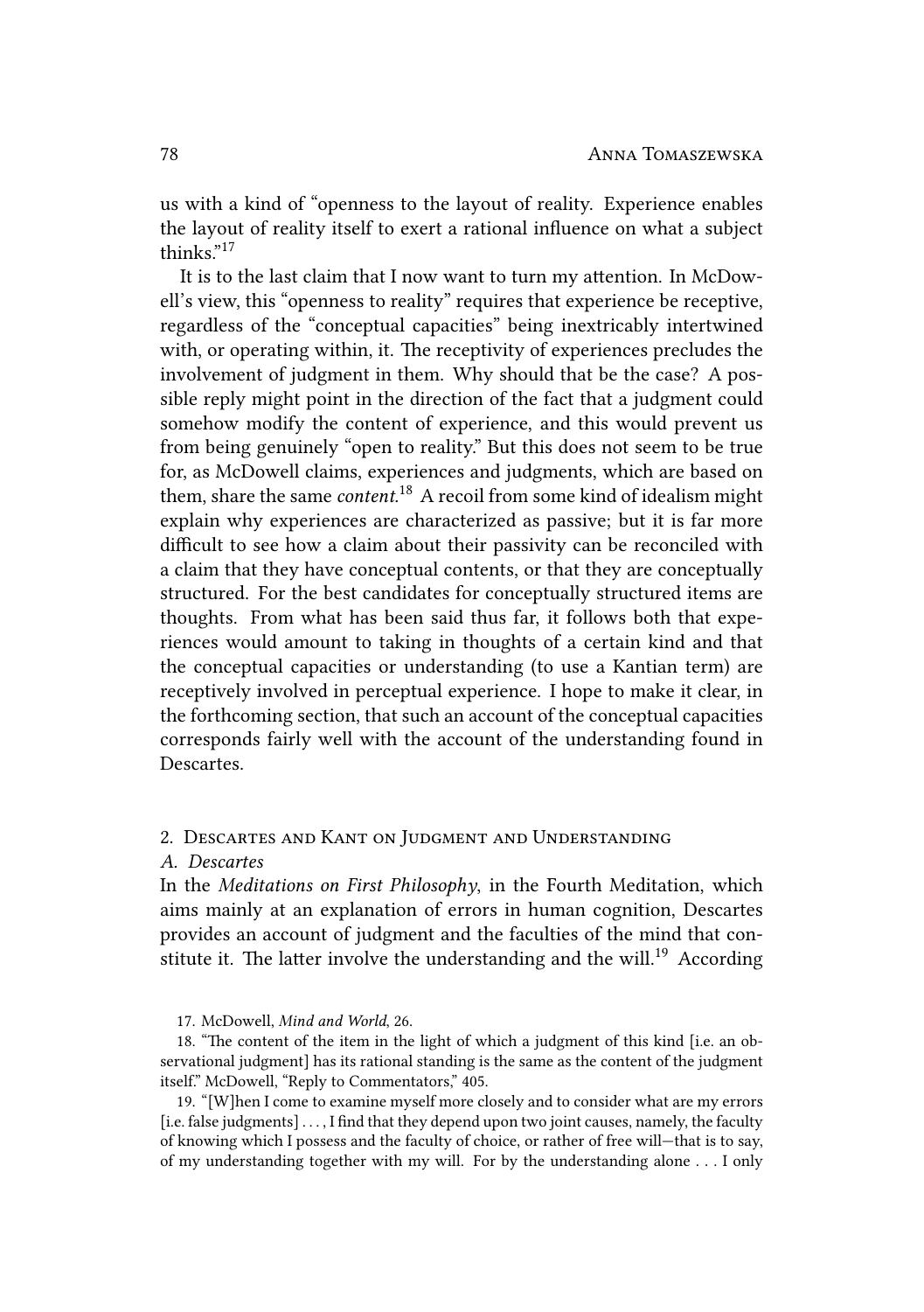us with a kind of "openness to the layout of reality. Experience enables the layout of reality itself to exert a rational influence on what a subject thinks."[17]

It is to the last claim that I now want to turn my attention. In McDowell's view, this "openness to reality" requires that experience be receptive, regardless of the "conceptual capacities" being inextricably intertwined with, or operating within, it. The receptivity of experiences precludes the involvement of judgment in them. Why should that be the case? A possible reply might point in the direction of the fact that a judgment could somehow modify the content of experience, and this would prevent us from being genuinely "open to reality." But this does not seem to be true for, as McDowell claims, experiences and judgments, which are based on them, share the same *content*.[18] A recoil from some kind of idealism might explain why experiences are characterized as passive; but it is far more difficult to see how a claim about their passivity can be reconciled with a claim that they have conceptual contents, or that they are conceptually structured. For the best candidates for conceptually structured items are thoughts. From what has been said thus far, it follows both that experiences would amount to taking in thoughts of a certain kind and that the conceptual capacities or understanding (to use a Kantian term) are receptively involved in perceptual experience. I hope to make it clear, in the forthcoming section, that such an account of the conceptual capacities corresponds fairly well with the account of the understanding found in Descartes.

## 2. Descartes and Kant on Judgment and Understanding

### *A. Descartes*

In the *Meditations on First Philosophy*, in the Fourth Meditation, which aims mainly at an explanation of errors in human cognition, Descartes provides an account of judgment and the faculties of the mind that constitute it. The latter involve the understanding and the will.[19] According

17. McDowell, *Mind and World*, 26.

18. "The content of the item in the light of which a judgment of this kind [i.e. an observational judgment] has its rational standing is the same as the content of the judgment itself." McDowell, "Reply to Commentators," 405.

19. "[W]hen I come to examine myself more closely and to consider what are my errors [i.e. false judgments] . . . , I find that they depend upon two joint causes, namely, the faculty of knowing which I possess and the faculty of choice, or rather of free will—that is to say, of my understanding together with my will. For by the understanding alone . . . I only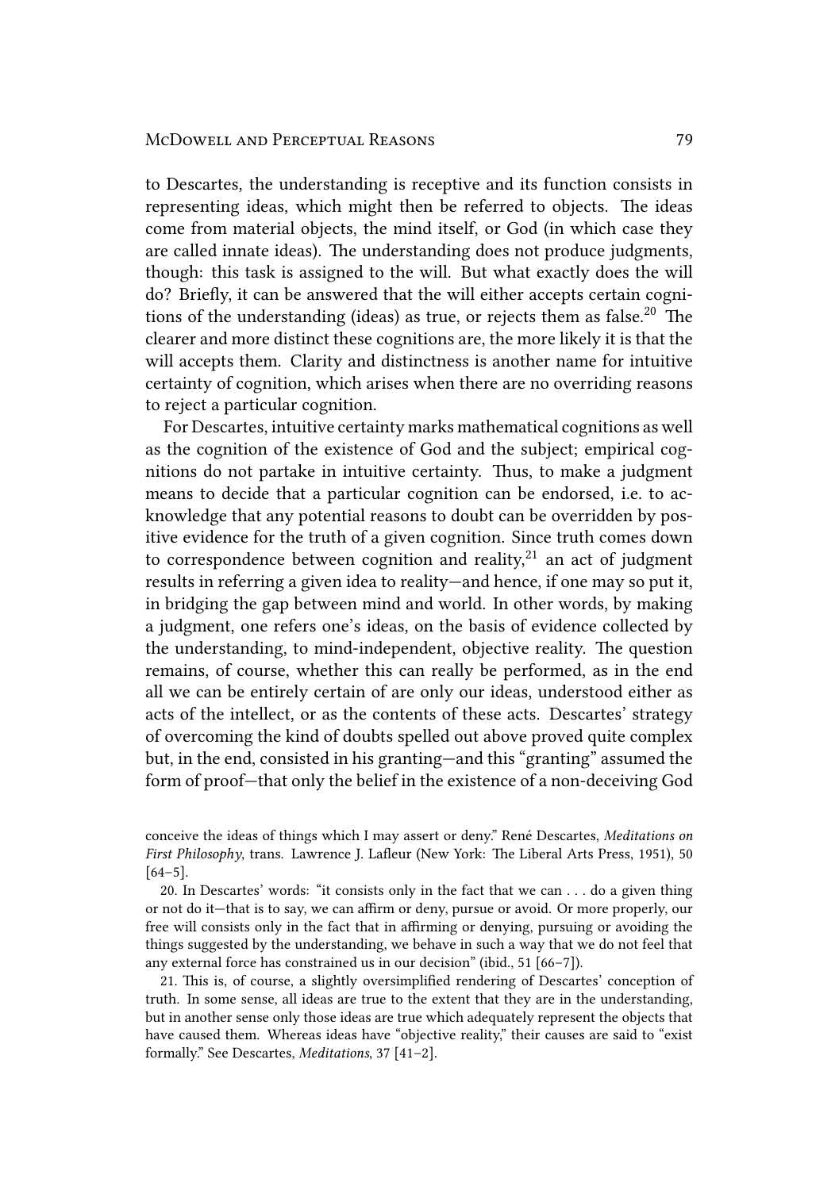to Descartes, the understanding is receptive and its function consists in representing ideas, which might then be referred to objects. The ideas come from material objects, the mind itself, or God (in which case they are called innate ideas). The understanding does not produce judgments, though: this task is assigned to the will. But what exactly does the will do? Briefly, it can be answered that the will either accepts certain cognitions of the understanding (ideas) as true, or rejects them as false.[20] The clearer and more distinct these cognitions are, the more likely it is that the will accepts them. Clarity and distinctness is another name for intuitive certainty of cognition, which arises when there are no overriding reasons to reject a particular cognition.

For Descartes, intuitive certainty marks mathematical cognitions as well as the cognition of the existence of God and the subject; empirical cognitions do not partake in intuitive certainty. Thus, to make a judgment means to decide that a particular cognition can be endorsed, i.e. to acknowledge that any potential reasons to doubt can be overridden by positive evidence for the truth of a given cognition. Since truth comes down to correspondence between cognition and reality,[21] an act of judgment results in referring a given idea to reality—and hence, if one may so put it, in bridging the gap between mind and world. In other words, by making a judgment, one refers one's ideas, on the basis of evidence collected by the understanding, to mind-independent, objective reality. The question remains, of course, whether this can really be performed, as in the end all we can be entirely certain of are only our ideas, understood either as acts of the intellect, or as the contents of these acts. Descartes' strategy of overcoming the kind of doubts spelled out above proved quite complex but, in the end, consisted in his granting—and this "granting" assumed the form of proof—that only the belief in the existence of a non-deceiving God

conceive the ideas of things which I may assert or deny." René Descartes, *Meditations on First Philosophy*, trans. Lawrence J. Lafleur (New York: The Liberal Arts Press, 1951), 50 [64–5].

20. In Descartes' words: "it consists only in the fact that we can . . . do a given thing or not do it—that is to say, we can affirm or deny, pursue or avoid. Or more properly, our free will consists only in the fact that in affirming or denying, pursuing or avoiding the things suggested by the understanding, we behave in such a way that we do not feel that any external force has constrained us in our decision" (ibid., 51 [66–7]).

21. This is, of course, a slightly oversimplified rendering of Descartes' conception of truth. In some sense, all ideas are true to the extent that they are in the understanding, but in another sense only those ideas are true which adequately represent the objects that have caused them. Whereas ideas have "objective reality," their causes are said to "exist formally." See Descartes, *Meditations*, 37 [41–2].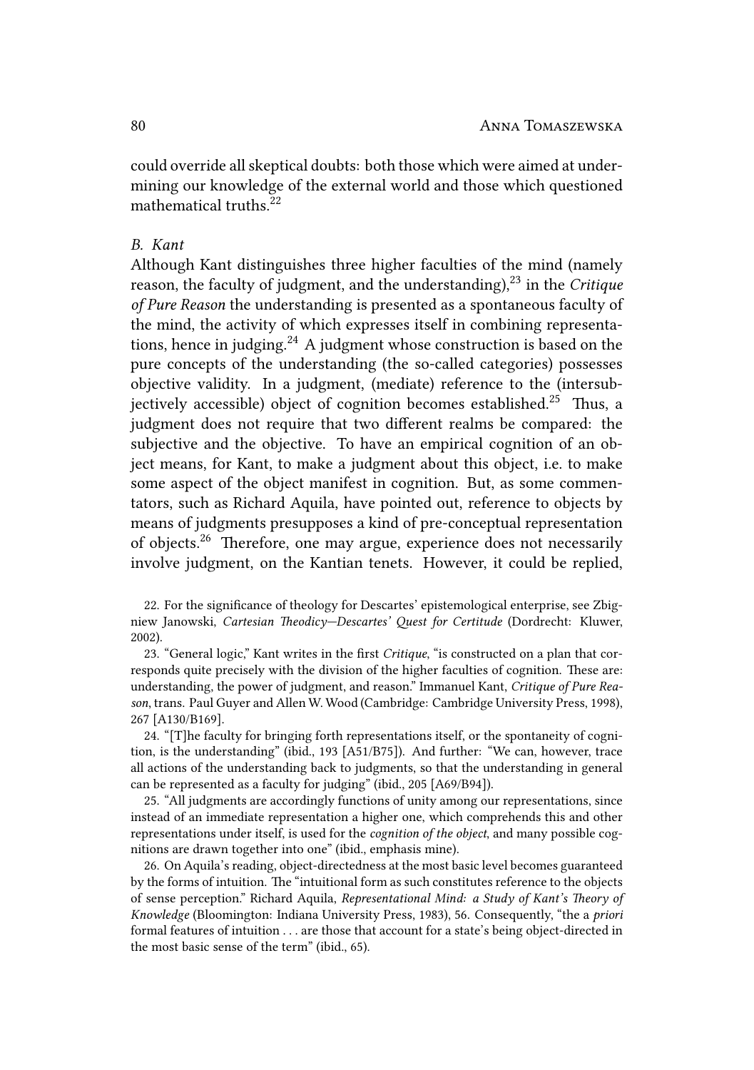could override all skeptical doubts: both those which were aimed at undermining our knowledge of the external world and those which questioned mathematical truths.[22]

### B. Kant

Although Kant distinguishes three higher faculties of the mind (namely reason, the faculty of judgment, and the understanding),[23] in the *Critique of Pure Reason* the understanding is presented as a spontaneous faculty of the mind, the activity of which expresses itself in combining representations, hence in judging.[24] A judgment whose construction is based on the pure concepts of the understanding (the so-called categories) possesses objective validity. In a judgment, (mediate) reference to the (intersubjectively accessible) object of cognition becomes established.[25] Thus, a judgment does not require that two different realms be compared: the subjective and the objective. To have an empirical cognition of an object means, for Kant, to make a judgment about this object, i.e. to make some aspect of the object manifest in cognition. But, as some commentators, such as Richard Aquila, have pointed out, reference to objects by means of judgments presupposes a kind of pre-conceptual representation of objects.[26] Therefore, one may argue, experience does not necessarily involve judgment, on the Kantian tenets. However, it could be replied,

22. For the significance of theology for Descartes' epistemological enterprise, see Zbigniew Janowski, *Cartesian Theodicy—Descartes' Quest for Certitude* (Dordrecht: Kluwer, 2002).

23. "General logic," Kant writes in the first *Critique*, "is constructed on a plan that corresponds quite precisely with the division of the higher faculties of cognition. These are: understanding, the power of judgment, and reason." Immanuel Kant, *Critique of Pure Reason*, trans. Paul Guyer and Allen W. Wood (Cambridge: Cambridge University Press, 1998), 267 [A130/B169].

24. "[T]he faculty for bringing forth representations itself, or the spontaneity of cognition, is the understanding" (ibid., 193 [A51/B75]). And further: "We can, however, trace all actions of the understanding back to judgments, so that the understanding in general can be represented as a faculty for judging" (ibid., 205 [A69/B94]).

25. "All judgments are accordingly functions of unity among our representations, since instead of an immediate representation a higher one, which comprehends this and other representations under itself, is used for the *cognition of the object*, and many possible cognitions are drawn together into one" (ibid., emphasis mine).

26. On Aquila's reading, object-directedness at the most basic level becomes guaranteed by the forms of intuition. The "intuitional form as such constitutes reference to the objects of sense perception." Richard Aquila, *Representational Mind: a Study of Kant's Theory of Knowledge* (Bloomington: Indiana University Press, 1983), 56. Consequently, "the a *priori* formal features of intuition . . . are those that account for a state's being object-directed in the most basic sense of the term" (ibid., 65).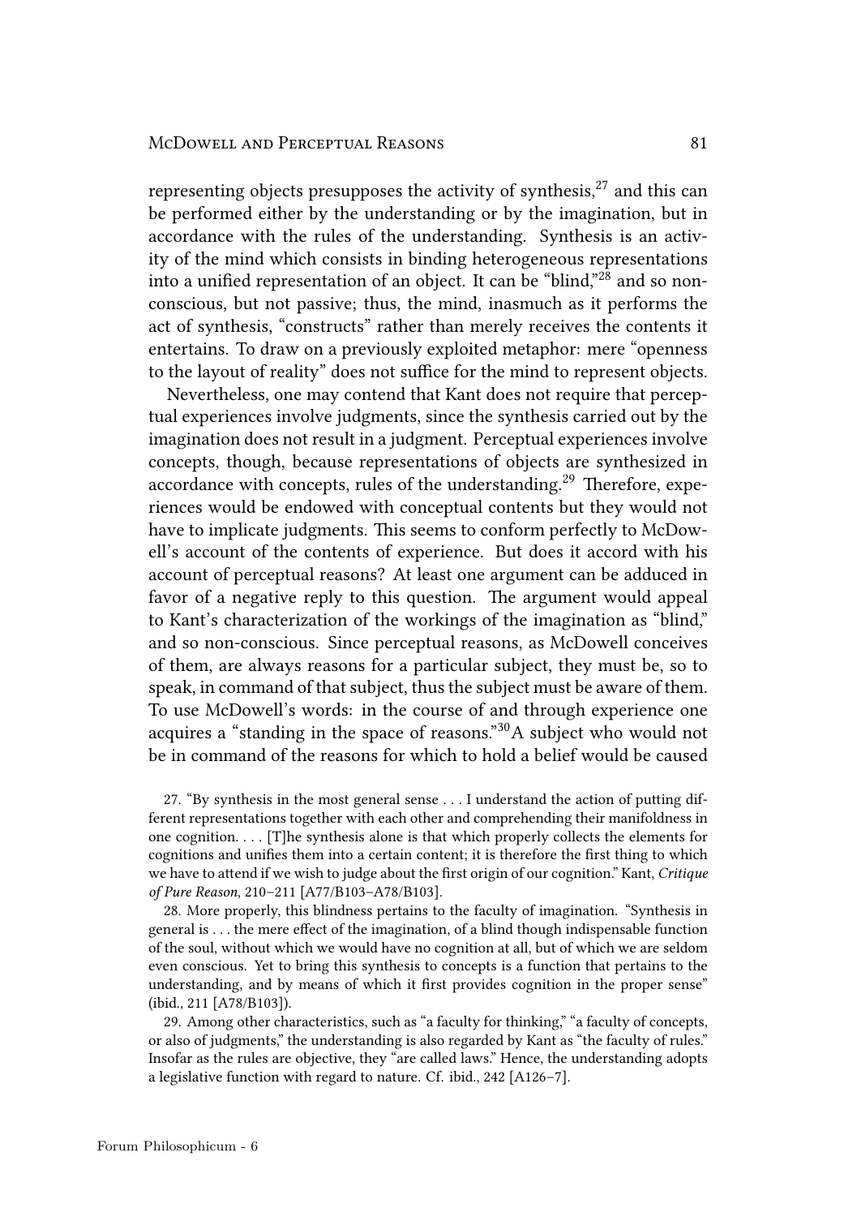representing objects presupposes the activity of synthesis,[27] and this can be performed either by the understanding or by the imagination, but in accordance with the rules of the understanding. Synthesis is an activity of the mind which consists in binding heterogeneous representations into a unified representation of an object. It can be "blind,"[28] and so nonconscious, but not passive; thus, the mind, inasmuch as it performs the act of synthesis, "constructs" rather than merely receives the contents it entertains. To draw on a previously exploited metaphor: mere "openness to the layout of reality" does not suffice for the mind to represent objects.

Nevertheless, one may contend that Kant does not require that perceptual experiences involve judgments, since the synthesis carried out by the imagination does not result in a judgment. Perceptual experiences involve concepts, though, because representations of objects are synthesized in accordance with concepts, rules of the understanding.[29] Therefore, experiences would be endowed with conceptual contents but they would not have to implicate judgments. This seems to conform perfectly to McDowell's account of the contents of experience. But does it accord with his account of perceptual reasons? At least one argument can be adduced in favor of a negative reply to this question. The argument would appeal to Kant's characterization of the workings of the imagination as "blind," and so non-conscious. Since perceptual reasons, as McDowell conceives of them, are always reasons for a particular subject, they must be, so to speak, in command of that subject, thus the subject must be aware of them. To use McDowell's words: in the course of and through experience one acquires a "standing in the space of reasons."[30]A subject who would not be in command of the reasons for which to hold a belief would be caused

27. "By synthesis in the most general sense . . . I understand the action of putting different representations together with each other and comprehending their manifoldness in one cognition. . . . [T]he synthesis alone is that which properly collects the elements for cognitions and unifies them into a certain content; it is therefore the first thing to which we have to attend if we wish to judge about the first origin of our cognition." Kant, *Critique of Pure Reason*, 210–211 [A77/B103–A78/B103].

28. More properly, this blindness pertains to the faculty of imagination. "Synthesis in general is . . . the mere effect of the imagination, of a blind though indispensable function of the soul, without which we would have no cognition at all, but of which we are seldom even conscious. Yet to bring this synthesis to concepts is a function that pertains to the understanding, and by means of which it first provides cognition in the proper sense" (ibid., 211 [A78/B103]).

29. Among other characteristics, such as "a faculty for thinking," "a faculty of concepts, or also of judgments," the understanding is also regarded by Kant as "the faculty of rules." Insofar as the rules are objective, they "are called laws." Hence, the understanding adopts a legislative function with regard to nature. Cf. ibid., 242 [A126–7].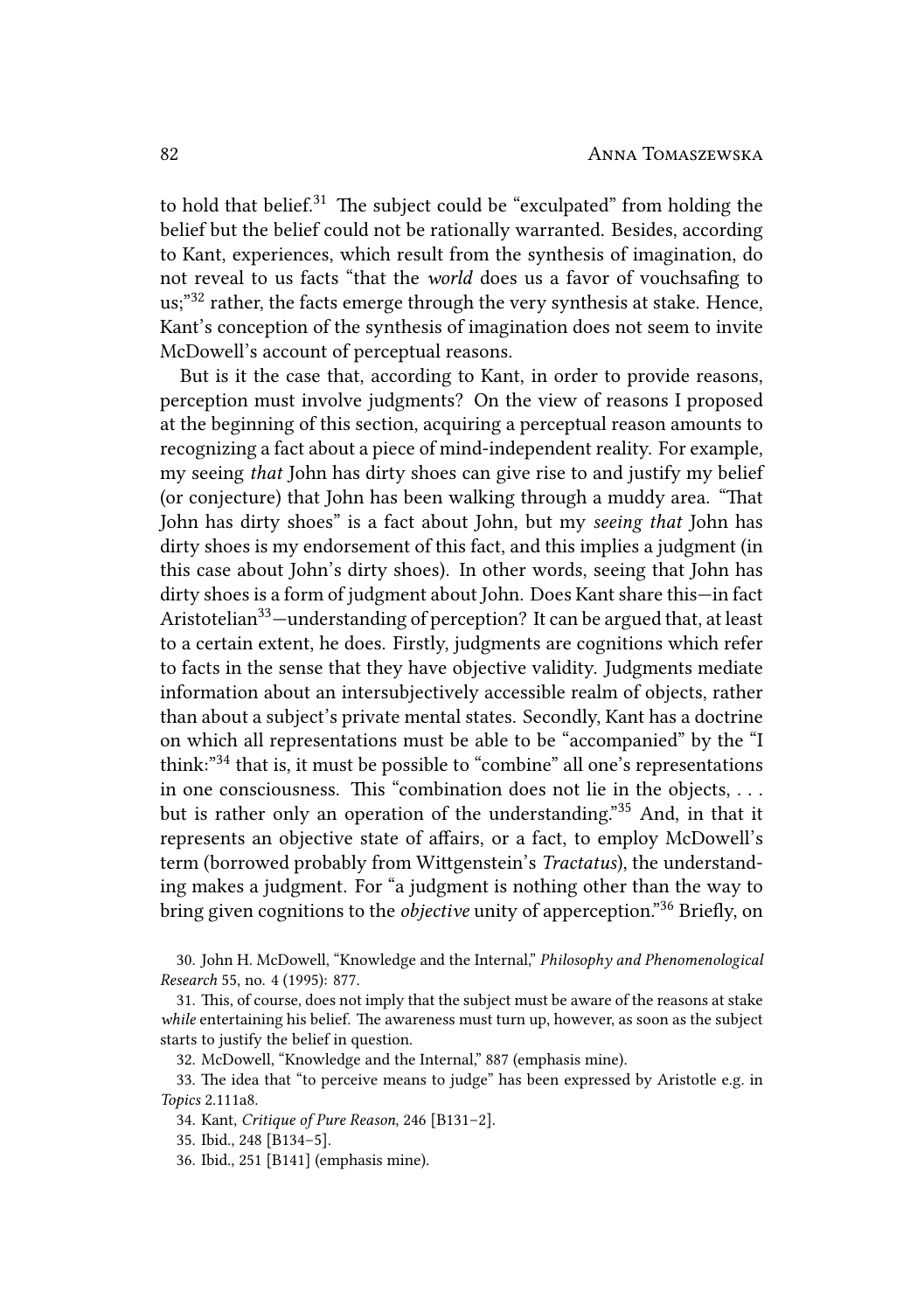to hold that belief.[31] The subject could be "exculpated" from holding the belief but the belief could not be rationally warranted. Besides, according to Kant, experiences, which result from the synthesis of imagination, do not reveal to us facts "that the *world* does us a favor of vouchsafing to us;"[32] rather, the facts emerge through the very synthesis at stake. Hence, Kant's conception of the synthesis of imagination does not seem to invite McDowell's account of perceptual reasons.

But is it the case that, according to Kant, in order to provide reasons, perception must involve judgments? On the view of reasons I proposed at the beginning of this section, acquiring a perceptual reason amounts to recognizing a fact about a piece of mind-independent reality. For example, my seeing *that* John has dirty shoes can give rise to and justify my belief (or conjecture) that John has been walking through a muddy area. "That John has dirty shoes" is a fact about John, but my *seeing that* John has dirty shoes is my endorsement of this fact, and this implies a judgment (in this case about John's dirty shoes). In other words, seeing that John has dirty shoes is a form of judgment about John. Does Kant share this—in fact Aristotelian[33]—understanding of perception? It can be argued that, at least to a certain extent, he does. Firstly, judgments are cognitions which refer to facts in the sense that they have objective validity. Judgments mediate information about an intersubjectively accessible realm of objects, rather than about a subject's private mental states. Secondly, Kant has a doctrine on which all representations must be able to be "accompanied" by the "I think:"[34] that is, it must be possible to "combine" all one's representations in one consciousness. This "combination does not lie in the objects, . . . but is rather only an operation of the understanding."[35] And, in that it represents an objective state of affairs, or a fact, to employ McDowell's term (borrowed probably from Wittgenstein's *Tractatus*), the understanding makes a judgment. For "a judgment is nothing other than the way to bring given cognitions to the *objective* unity of apperception."[36] Briefly, on

30. John H. McDowell, "Knowledge and the Internal," *Philosophy and Phenomenological Research* 55, no. 4 (1995): 877.

31. This, of course, does not imply that the subject must be aware of the reasons at stake *while* entertaining his belief. The awareness must turn up, however, as soon as the subject starts to justify the belief in question.

32. McDowell, "Knowledge and the Internal," 887 (emphasis mine).

33. The idea that "to perceive means to judge" has been expressed by Aristotle e.g. in *Topics* 2.111a8.

34. Kant, *Critique of Pure Reason*, 246 [B131–2].

35. Ibid., 248 [B134–5].

36. Ibid., 251 [B141] (emphasis mine).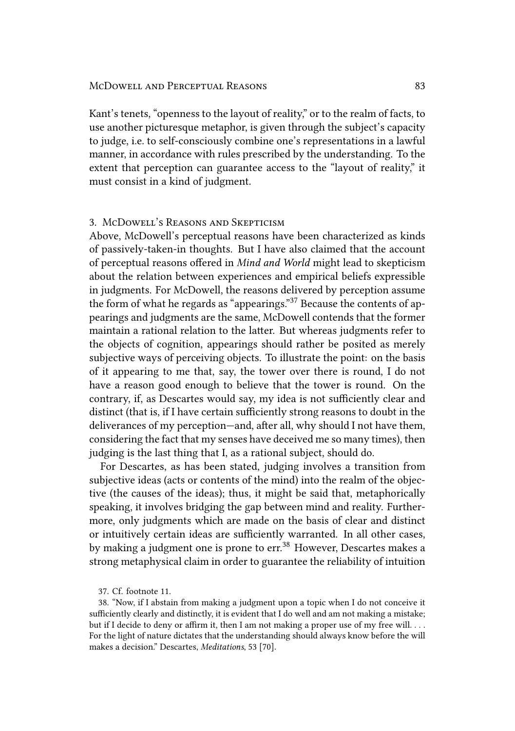Kant's tenets, "openness to the layout of reality," or to the realm of facts, to use another picturesque metaphor, is given through the subject's capacity to judge, i.e. to self-consciously combine one's representations in a lawful manner, in accordance with rules prescribed by the understanding. To the extent that perception can guarantee access to the "layout of reality," it must consist in a kind of judgment.

## 3. McDowell's Reasons and Skepticism

Above, McDowell's perceptual reasons have been characterized as kinds of passively-taken-in thoughts. But I have also claimed that the account of perceptual reasons offered in *Mind and World* might lead to skepticism about the relation between experiences and empirical beliefs expressible in judgments. For McDowell, the reasons delivered by perception assume the form of what he regards as "appearings."[37] Because the contents of appearings and judgments are the same, McDowell contends that the former maintain a rational relation to the latter. But whereas judgments refer to the objects of cognition, appearings should rather be posited as merely subjective ways of perceiving objects. To illustrate the point: on the basis of it appearing to me that, say, the tower over there is round, I do not have a reason good enough to believe that the tower is round. On the contrary, if, as Descartes would say, my idea is not sufficiently clear and distinct (that is, if I have certain sufficiently strong reasons to doubt in the deliverances of my perception—and, after all, why should I not have them, considering the fact that my senses have deceived me so many times), then judging is the last thing that I, as a rational subject, should do.

For Descartes, as has been stated, judging involves a transition from subjective ideas (acts or contents of the mind) into the realm of the objective (the causes of the ideas); thus, it might be said that, metaphorically speaking, it involves bridging the gap between mind and reality. Furthermore, only judgments which are made on the basis of clear and distinct or intuitively certain ideas are sufficiently warranted. In all other cases, by making a judgment one is prone to err.[38] However, Descartes makes a strong metaphysical claim in order to guarantee the reliability of intuition

37. Cf. footnote 11.

38. "Now, if I abstain from making a judgment upon a topic when I do not conceive it sufficiently clearly and distinctly, it is evident that I do well and am not making a mistake; but if I decide to deny or affirm it, then I am not making a proper use of my free will. . . . For the light of nature dictates that the understanding should always know before the will makes a decision." Descartes, *Meditations*, 53 [70].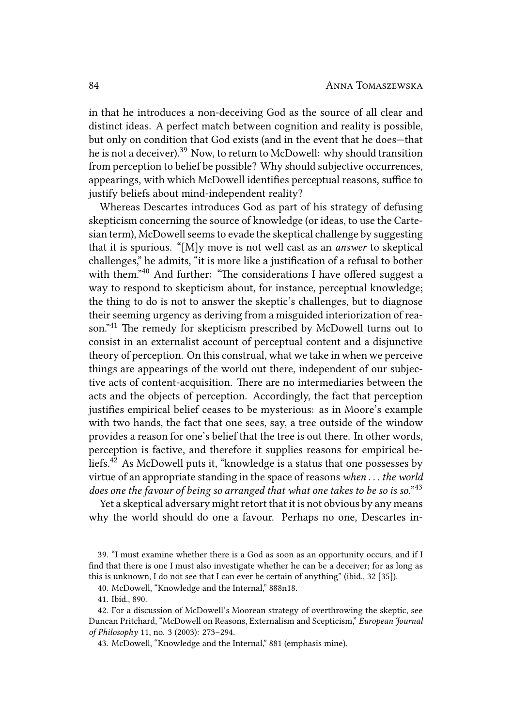in that he introduces a non-deceiving God as the source of all clear and distinct ideas. A perfect match between cognition and reality is possible, but only on condition that God exists (and in the event that he does—that he is not a deceiver).[39] Now, to return to McDowell: why should transition from perception to belief be possible? Why should subjective occurrences, appearings, with which McDowell identifies perceptual reasons, suffice to justify beliefs about mind-independent reality?

Whereas Descartes introduces God as part of his strategy of defusing skepticism concerning the source of knowledge (or ideas, to use the Cartesian term), McDowell seems to evade the skeptical challenge by suggesting that it is spurious. "[M]y move is not well cast as an *answer* to skeptical challenges," he admits, "it is more like a justification of a refusal to bother with them."[40] And further: "The considerations I have offered suggest a way to respond to skepticism about, for instance, perceptual knowledge; the thing to do is not to answer the skeptic's challenges, but to diagnose their seeming urgency as deriving from a misguided interiorization of reason."[41] The remedy for skepticism prescribed by McDowell turns out to consist in an externalist account of perceptual content and a disjunctive theory of perception. On this construal, what we take in when we perceive things are appearings of the world out there, independent of our subjective acts of content-acquisition. There are no intermediaries between the acts and the objects of perception. Accordingly, the fact that perception justifies empirical belief ceases to be mysterious: as in Moore's example with two hands, the fact that one sees, say, a tree outside of the window provides a reason for one's belief that the tree is out there. In other words, perception is factive, and therefore it supplies reasons for empirical beliefs.[42] As McDowell puts it, "knowledge is a status that one possesses by virtue of an appropriate standing in the space of reasons *when . . . the world does one the favour of being so arranged that what one takes to be so is so.*"[43]

Yet a skeptical adversary might retort that it is not obvious by any means why the world should do one a favour. Perhaps no one, Descartes in-

39. "I must examine whether there is a God as soon as an opportunity occurs, and if I find that there is one I must also investigate whether he can be a deceiver; for as long as this is unknown, I do not see that I can ever be certain of anything" (ibid., 32 [35]).

40. McDowell, "Knowledge and the Internal," 888n18.

41. Ibid., 890.

42. For a discussion of McDowell's Moorean strategy of overthrowing the skeptic, see Duncan Pritchard, "McDowell on Reasons, Externalism and Scepticism," *European Journal of Philosophy* 11, no. 3 (2003): 273–294.

43. McDowell, "Knowledge and the Internal," 881 (emphasis mine).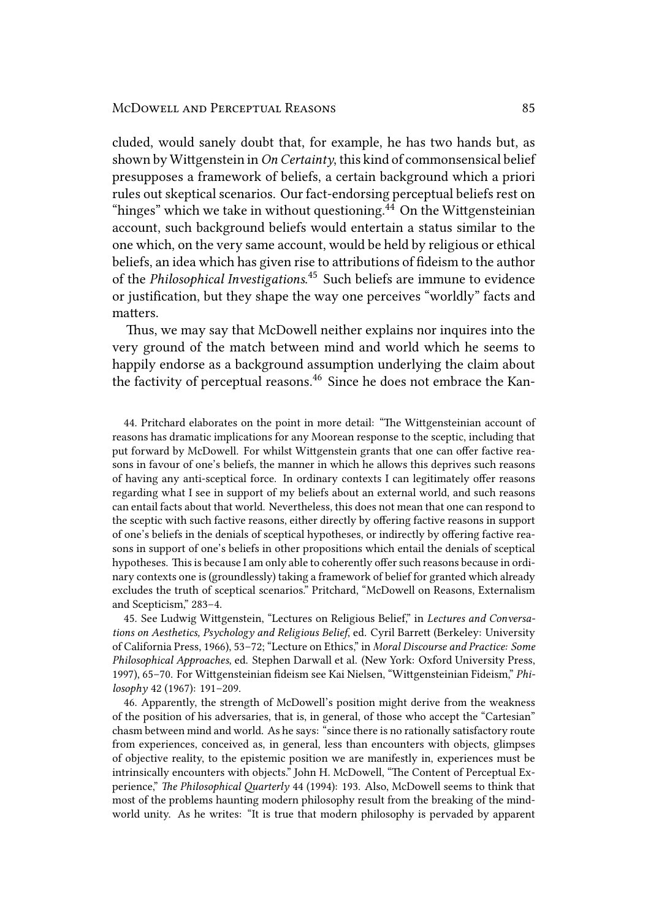cluded, would sanely doubt that, for example, he has two hands but, as shown by Wittgenstein in *On Certainty*, this kind of commonsensical belief presupposes a framework of beliefs, a certain background which a priori rules out skeptical scenarios. Our fact-endorsing perceptual beliefs rest on "hinges" which we take in without questioning.[44] On the Wittgensteinian account, such background beliefs would entertain a status similar to the one which, on the very same account, would be held by religious or ethical beliefs, an idea which has given rise to attributions of fideism to the author of the *Philosophical Investigations*.[45] Such beliefs are immune to evidence or justification, but they shape the way one perceives "worldly" facts and matters.

Thus, we may say that McDowell neither explains nor inquires into the very ground of the match between mind and world which he seems to happily endorse as a background assumption underlying the claim about the factivity of perceptual reasons.[46] Since he does not embrace the Kan-

44. Pritchard elaborates on the point in more detail: "The Wittgensteinian account of reasons has dramatic implications for any Moorean response to the sceptic, including that put forward by McDowell. For whilst Wittgenstein grants that one can offer factive reasons in favour of one's beliefs, the manner in which he allows this deprives such reasons of having any anti-sceptical force. In ordinary contexts I can legitimately offer reasons regarding what I see in support of my beliefs about an external world, and such reasons can entail facts about that world. Nevertheless, this does not mean that one can respond to the sceptic with such factive reasons, either directly by offering factive reasons in support of one's beliefs in the denials of sceptical hypotheses, or indirectly by offering factive reasons in support of one's beliefs in other propositions which entail the denials of sceptical hypotheses. This is because I am only able to coherently offer such reasons because in ordinary contexts one is (groundlessly) taking a framework of belief for granted which already excludes the truth of sceptical scenarios." Pritchard, "McDowell on Reasons, Externalism and Scepticism," 283–4.

45. See Ludwig Wittgenstein, "Lectures on Religious Belief," in *Lectures and Conversations on Aesthetics, Psychology and Religious Belief*, ed. Cyril Barrett (Berkeley: University of California Press, 1966), 53–72; "Lecture on Ethics," in *Moral Discourse and Practice: Some Philosophical Approaches*, ed. Stephen Darwall et al. (New York: Oxford University Press, 1997), 65–70. For Wittgensteinian fideism see Kai Nielsen, "Wittgensteinian Fideism," *Philosophy* 42 (1967): 191–209.

46. Apparently, the strength of McDowell's position might derive from the weakness of the position of his adversaries, that is, in general, of those who accept the "Cartesian" chasm between mind and world. As he says: "since there is no rationally satisfactory route from experiences, conceived as, in general, less than encounters with objects, glimpses of objective reality, to the epistemic position we are manifestly in, experiences must be intrinsically encounters with objects." John H. McDowell, "The Content of Perceptual Experience," *The Philosophical Quarterly* 44 (1994): 193. Also, McDowell seems to think that most of the problems haunting modern philosophy result from the breaking of the mind-world unity. As he writes: "It is true that modern philosophy is pervaded by apparent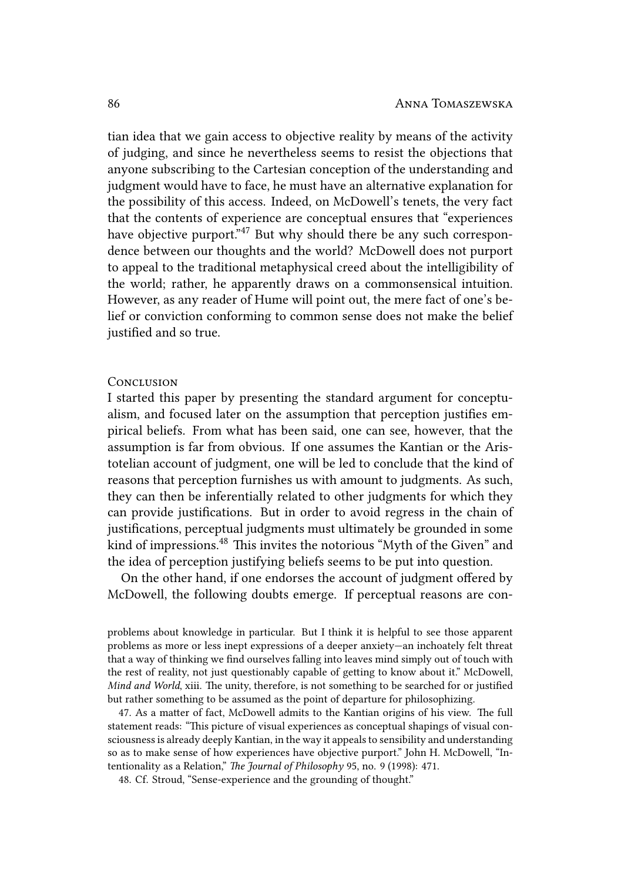tian idea that we gain access to objective reality by means of the activity of judging, and since he nevertheless seems to resist the objections that anyone subscribing to the Cartesian conception of the understanding and judgment would have to face, he must have an alternative explanation for the possibility of this access. Indeed, on McDowell's tenets, the very fact that the contents of experience are conceptual ensures that "experiences have objective purport."[47] But why should there be any such correspondence between our thoughts and the world? McDowell does not purport to appeal to the traditional metaphysical creed about the intelligibility of the world; rather, he apparently draws on a commonsensical intuition. However, as any reader of Hume will point out, the mere fact of one's belief or conviction conforming to common sense does not make the belief justified and so true.

## Conclusion

I started this paper by presenting the standard argument for conceptualism, and focused later on the assumption that perception justifies empirical beliefs. From what has been said, one can see, however, that the assumption is far from obvious. If one assumes the Kantian or the Aristotelian account of judgment, one will be led to conclude that the kind of reasons that perception furnishes us with amount to judgments. As such, they can then be inferentially related to other judgments for which they can provide justifications. But in order to avoid regress in the chain of justifications, perceptual judgments must ultimately be grounded in some kind of impressions.[48] This invites the notorious "Myth of the Given" and the idea of perception justifying beliefs seems to be put into question.

On the other hand, if one endorses the account of judgment offered by McDowell, the following doubts emerge. If perceptual reasons are con-

problems about knowledge in particular. But I think it is helpful to see those apparent problems as more or less inept expressions of a deeper anxiety—an inchoately felt threat that a way of thinking we find ourselves falling into leaves mind simply out of touch with the rest of reality, not just questionably capable of getting to know about it." McDowell, *Mind and World*, xiii. The unity, therefore, is not something to be searched for or justified but rather something to be assumed as the point of departure for philosophizing.

47. As a matter of fact, McDowell admits to the Kantian origins of his view. The full statement reads: "This picture of visual experiences as conceptual shapings of visual consciousness is already deeply Kantian, in the way it appeals to sensibility and understanding so as to make sense of how experiences have objective purport." John H. McDowell, "Intentionality as a Relation," *The Journal of Philosophy* 95, no. 9 (1998): 471.

48. Cf. Stroud, "Sense-experience and the grounding of thought."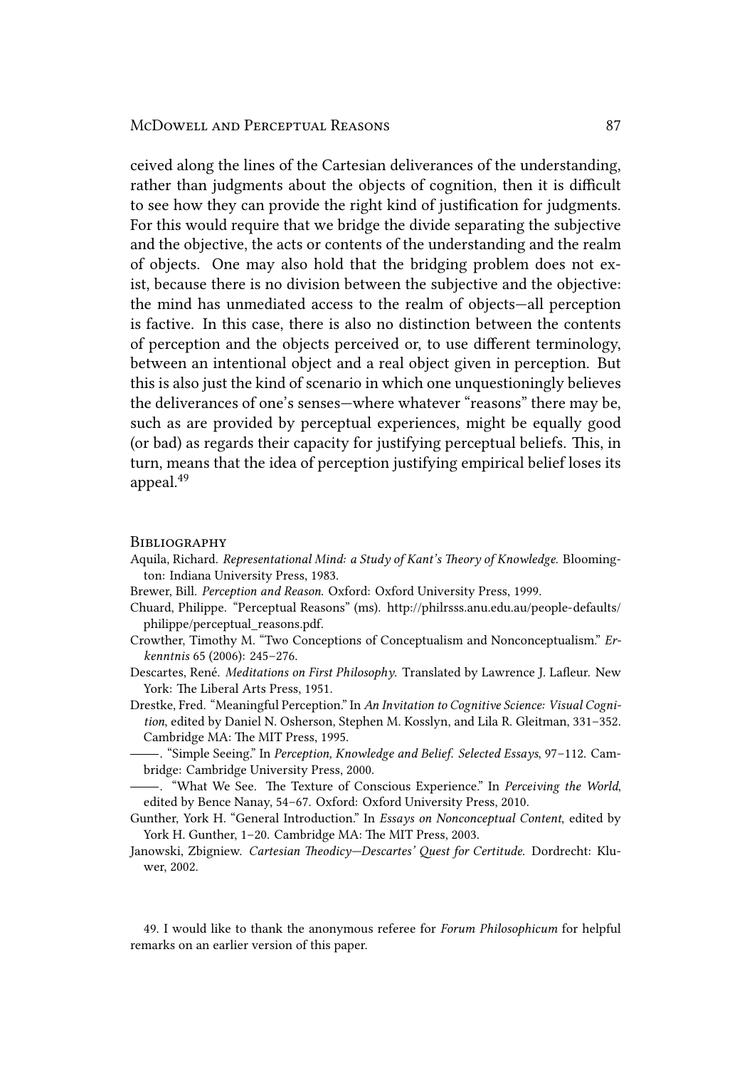ceived along the lines of the Cartesian deliverances of the understanding, rather than judgments about the objects of cognition, then it is difficult to see how they can provide the right kind of justification for judgments. For this would require that we bridge the divide separating the subjective and the objective, the acts or contents of the understanding and the realm of objects. One may also hold that the bridging problem does not exist, because there is no division between the subjective and the objective: the mind has unmediated access to the realm of objects—all perception is factive. In this case, there is also no distinction between the contents of perception and the objects perceived or, to use different terminology, between an intentional object and a real object given in perception. But this is also just the kind of scenario in which one unquestioningly believes the deliverances of one's senses—where whatever "reasons" there may be, such as are provided by perceptual experiences, might be equally good (or bad) as regards their capacity for justifying perceptual beliefs. This, in turn, means that the idea of perception justifying empirical belief loses its appeal.[49]

## Bibliography

Aquila, Richard. *Representational Mind: a Study of Kant's Theory of Knowledge.* Bloomington: Indiana University Press, 1983.

Brewer, Bill. *Perception and Reason.* Oxford: Oxford University Press, 1999.

Chuard, Philippe. "Perceptual Reasons" (ms). http://philrsss.anu.edu.au/people-defaults/philippe/perceptual_reasons.pdf.

Crowther, Timothy M. "Two Conceptions of Conceptualism and Nonconceptualism." *Erkenntnis* 65 (2006): 245–276.

Descartes, René. *Meditations on First Philosophy.* Translated by Lawrence J. Lafleur. New York: The Liberal Arts Press, 1951.

Drestke, Fred. "Meaningful Perception." In *An Invitation to Cognitive Science: Visual Cognition*, edited by Daniel N. Osherson, Stephen M. Kosslyn, and Lila R. Gleitman, 331–352. Cambridge MA: The MIT Press, 1995.

———. "Simple Seeing." In *Perception, Knowledge and Belief. Selected Essays*, 97–112. Cambridge: Cambridge University Press, 2000.

———. "What We See. The Texture of Conscious Experience." In *Perceiving the World*, edited by Bence Nanay, 54–67. Oxford: Oxford University Press, 2010.

Gunther, York H. "General Introduction." In *Essays on Nonconceptual Content*, edited by York H. Gunther, 1–20. Cambridge MA: The MIT Press, 2003.

Janowski, Zbigniew. *Cartesian Theodicy—Descartes' Quest for Certitude.* Dordrecht: Kluwer, 2002.

49. I would like to thank the anonymous referee for *Forum Philosophicum* for helpful remarks on an earlier version of this paper.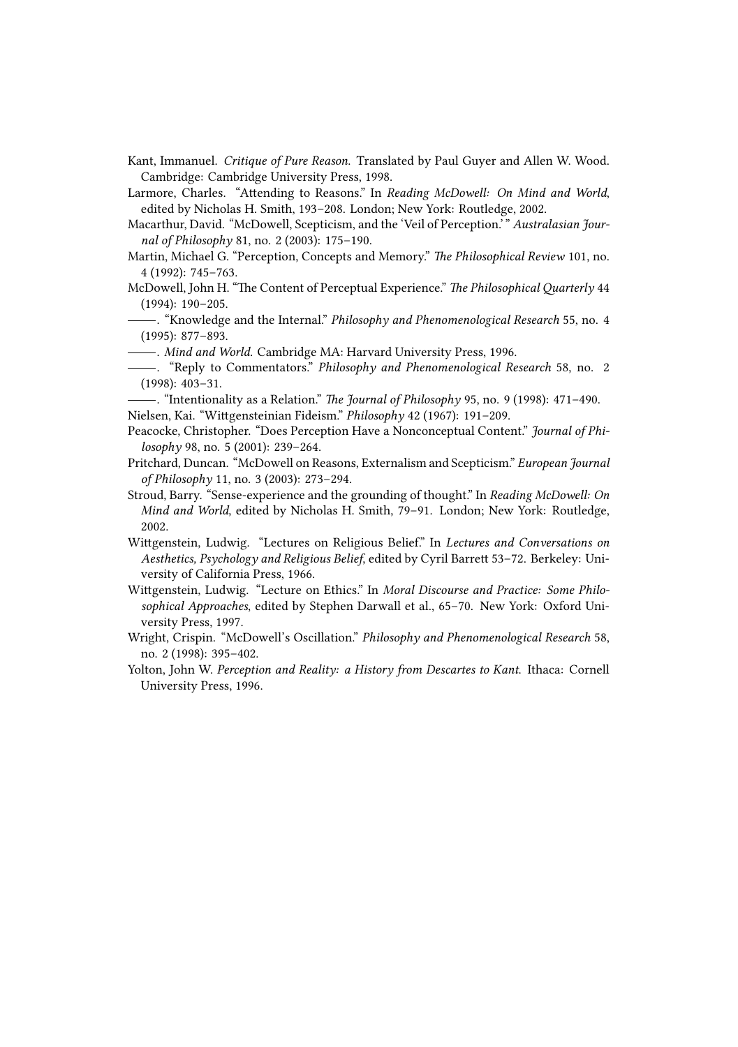Kant, Immanuel. *Critique of Pure Reason.* Translated by Paul Guyer and Allen W. Wood. Cambridge: Cambridge University Press, 1998.

Larmore, Charles. "Attending to Reasons." In *Reading McDowell: On Mind and World*, edited by Nicholas H. Smith, 193–208. London; New York: Routledge, 2002.

Macarthur, David. "McDowell, Scepticism, and the 'Veil of Perception.' " *Australasian Journal of Philosophy* 81, no. 2 (2003): 175–190.

Martin, Michael G. "Perception, Concepts and Memory." *The Philosophical Review* 101, no. 4 (1992): 745–763.

McDowell, John H. "The Content of Perceptual Experience." *The Philosophical Quarterly* 44 (1994): 190–205.

———. "Knowledge and the Internal." *Philosophy and Phenomenological Research* 55, no. 4 (1995): 877–893.

———. *Mind and World.* Cambridge MA: Harvard University Press, 1996.

———. "Reply to Commentators." *Philosophy and Phenomenological Research* 58, no. 2 (1998): 403–31.

———. "Intentionality as a Relation." *The Journal of Philosophy* 95, no. 9 (1998): 471–490.

Nielsen, Kai. "Wittgensteinian Fideism." *Philosophy* 42 (1967): 191–209.

Peacocke, Christopher. "Does Perception Have a Nonconceptual Content." *Journal of Philosophy* 98, no. 5 (2001): 239–264.

Pritchard, Duncan. "McDowell on Reasons, Externalism and Scepticism." *European Journal of Philosophy* 11, no. 3 (2003): 273–294.

Stroud, Barry. "Sense-experience and the grounding of thought." In *Reading McDowell: On Mind and World*, edited by Nicholas H. Smith, 79–91. London; New York: Routledge, 2002.

Wittgenstein, Ludwig. "Lectures on Religious Belief." In *Lectures and Conversations on Aesthetics, Psychology and Religious Belief*, edited by Cyril Barrett 53–72. Berkeley: University of California Press, 1966.

Wittgenstein, Ludwig. "Lecture on Ethics." In *Moral Discourse and Practice: Some Philosophical Approaches*, edited by Stephen Darwall et al., 65–70. New York: Oxford University Press, 1997.

Wright, Crispin. "McDowell's Oscillation." *Philosophy and Phenomenological Research* 58, no. 2 (1998): 395–402.

Yolton, John W. *Perception and Reality: a History from Descartes to Kant.* Ithaca: Cornell University Press, 1996.